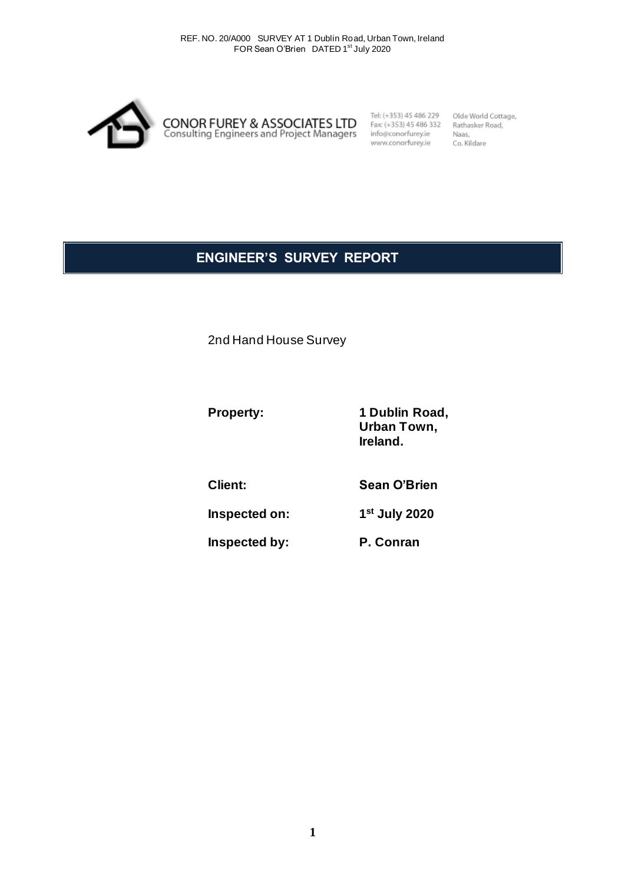CONOR FUREY & ASSOCIATES LTD
Consulting Engineers and Project Managers

Tel: (+353) 45 486 229
Fax: (+353) 45 486 332
info@conorfurey.ie
www.conorfurey.ie

Olde World Cottage,
Rathasker Road,
Naas,
Co. Kildare

# ENGINEER'S SURVEY REPORT

2nd Hand House Survey

| | |
|---|---|
| **Property:** | **1 Dublin Road, Urban Town, Ireland.** |
| **Client:** | **Sean O'Brien** |
| **Inspected on:** | **1st July 2020** |
| **Inspected by:** | **P. Conran** |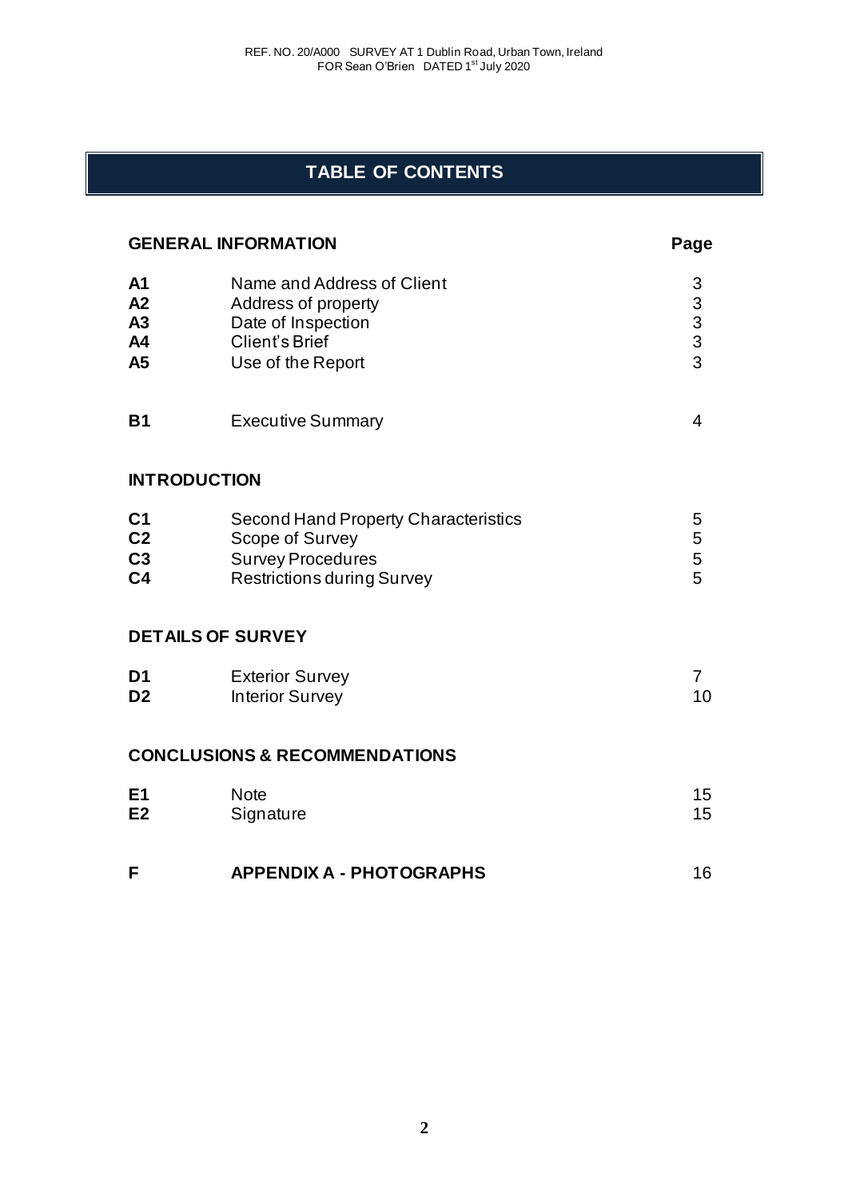# TABLE OF CONTENTS

| **GENERAL INFORMATION** | | **Page** |
|---|---|---|
| **A1** | Name and Address of Client | 3 |
| **A2** | Address of property | 3 |
| **A3** | Date of Inspection | 3 |
| **A4** | Client's Brief | 3 |
| **A5** | Use of the Report | 3 |
| **B1** | Executive Summary | 4 |
| **INTRODUCTION** | | |
| **C1** | Second Hand Property Characteristics | 5 |
| **C2** | Scope of Survey | 5 |
| **C3** | Survey Procedures | 5 |
| **C4** | Restrictions during Survey | 5 |
| **DETAILS OF SURVEY** | | |
| **D1** | Exterior Survey | 7 |
| **D2** | Interior Survey | 10 |
| **CONCLUSIONS & RECOMMENDATIONS** | | |
| **E1** | Note | 15 |
| **E2** | Signature | 15 |
| **F** | **APPENDIX A - PHOTOGRAPHS** | 16 |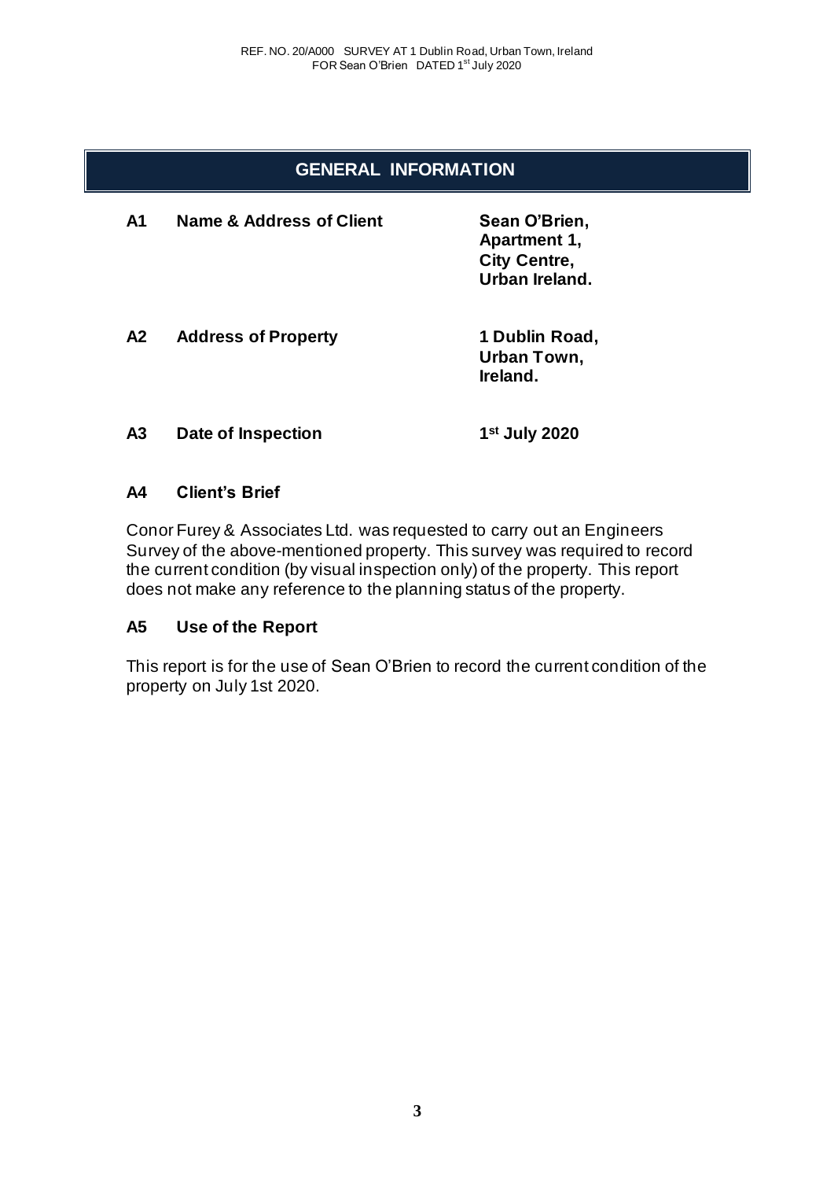## GENERAL INFORMATION

| | | |
|---|---|---|
| **A1** | **Name & Address of Client** | **Sean O'Brien,<br>Apartment 1,<br>City Centre,<br>Urban Ireland.** |
| **A2** | **Address of Property** | **1 Dublin Road,<br>Urban Town,<br>Ireland.** |
| **A3** | **Date of Inspection** | **1st July 2020** |

### A4 Client's Brief

Conor Furey & Associates Ltd. was requested to carry out an Engineers Survey of the above-mentioned property. This survey was required to record the current condition (by visual inspection only) of the property. This report does not make any reference to the planning status of the property.

### A5 Use of the Report

This report is for the use of Sean O'Brien to record the current condition of the property on July 1st 2020.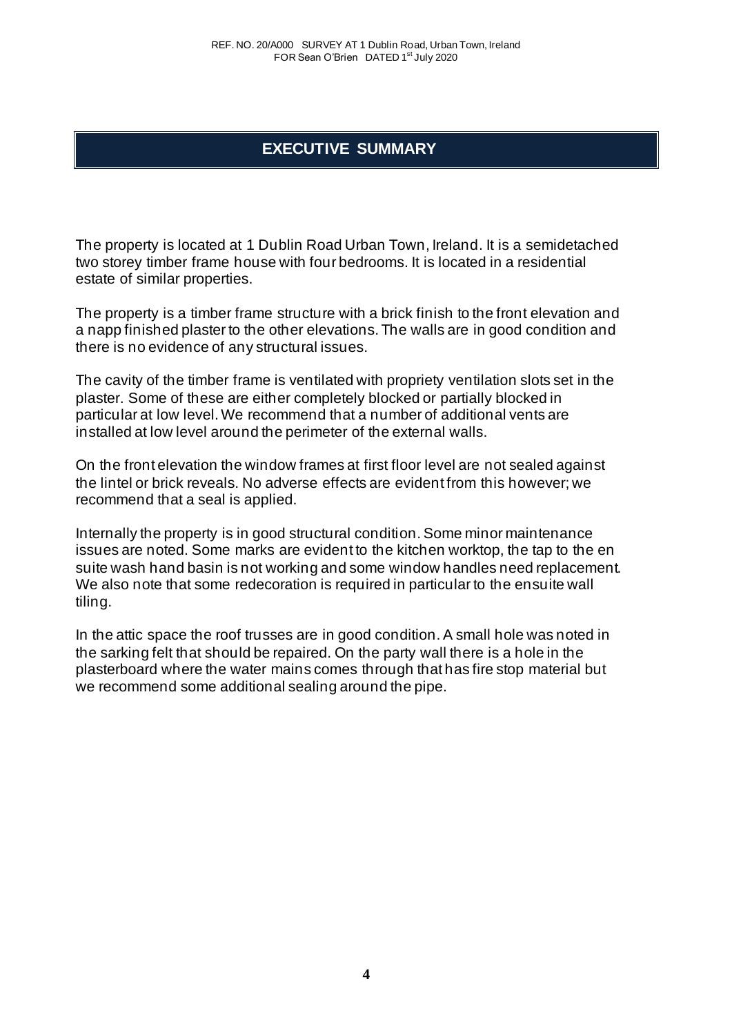## EXECUTIVE SUMMARY

The property is located at 1 Dublin Road Urban Town, Ireland. It is a semidetached two storey timber frame house with four bedrooms. It is located in a residential estate of similar properties.

The property is a timber frame structure with a brick finish to the front elevation and a napp finished plaster to the other elevations. The walls are in good condition and there is no evidence of any structural issues.

The cavity of the timber frame is ventilated with propriety ventilation slots set in the plaster. Some of these are either completely blocked or partially blocked in particular at low level. We recommend that a number of additional vents are installed at low level around the perimeter of the external walls.

On the front elevation the window frames at first floor level are not sealed against the lintel or brick reveals. No adverse effects are evident from this however; we recommend that a seal is applied.

Internally the property is in good structural condition. Some minor maintenance issues are noted. Some marks are evident to the kitchen worktop, the tap to the en suite wash hand basin is not working and some window handles need replacement. We also note that some redecoration is required in particular to the ensuite wall tiling.

In the attic space the roof trusses are in good condition. A small hole was noted in the sarking felt that should be repaired. On the party wall there is a hole in the plasterboard where the water mains comes through that has fire stop material but we recommend some additional sealing around the pipe.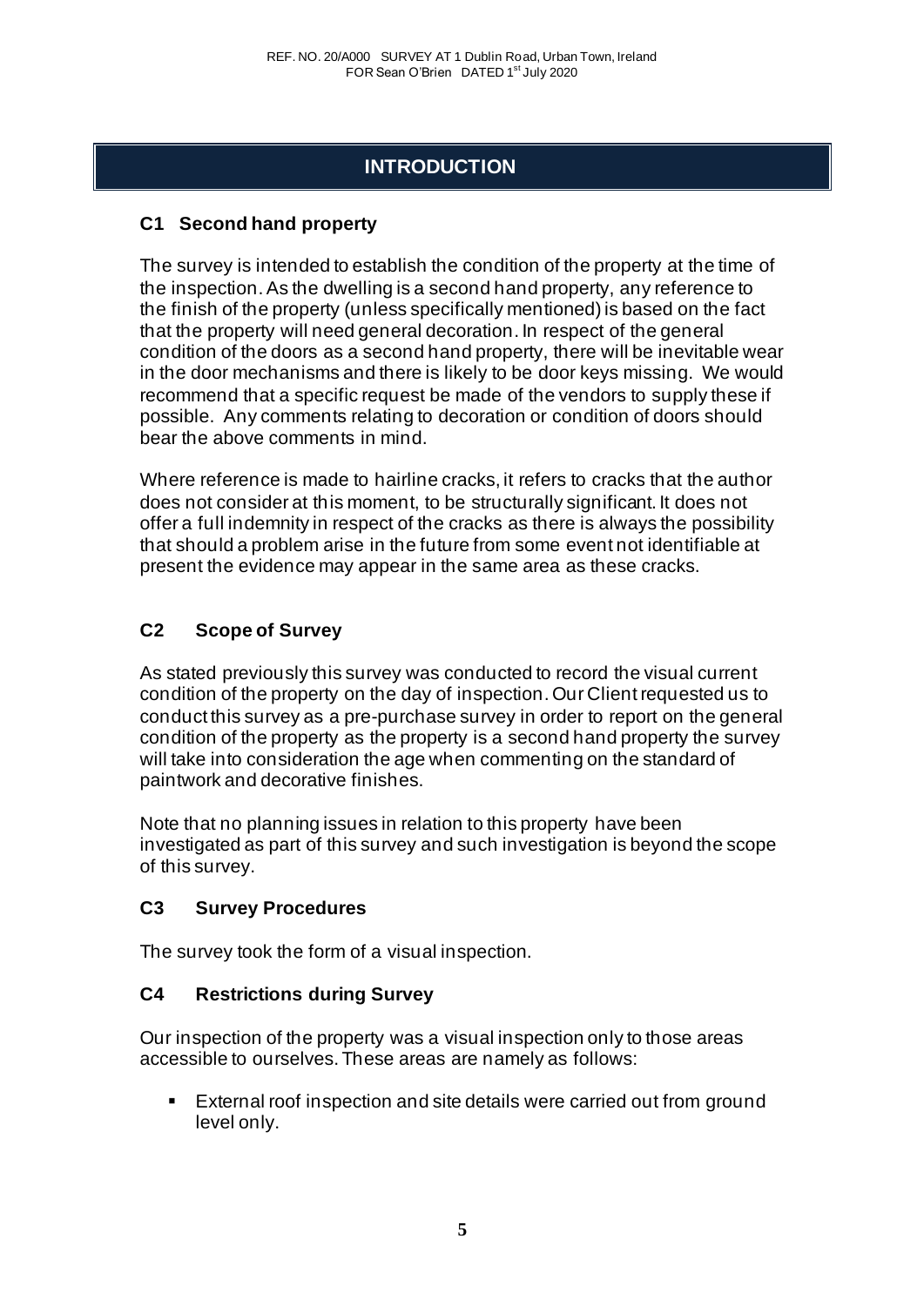# INTRODUCTION

## C1 Second hand property

The survey is intended to establish the condition of the property at the time of the inspection. As the dwelling is a second hand property, any reference to the finish of the property (unless specifically mentioned) is based on the fact that the property will need general decoration. In respect of the general condition of the doors as a second hand property, there will be inevitable wear in the door mechanisms and there is likely to be door keys missing. We would recommend that a specific request be made of the vendors to supply these if possible. Any comments relating to decoration or condition of doors should bear the above comments in mind.

Where reference is made to hairline cracks, it refers to cracks that the author does not consider at this moment, to be structurally significant. It does not offer a full indemnity in respect of the cracks as there is always the possibility that should a problem arise in the future from some event not identifiable at present the evidence may appear in the same area as these cracks.

## C2 Scope of Survey

As stated previously this survey was conducted to record the visual current condition of the property on the day of inspection. Our Client requested us to conduct this survey as a pre-purchase survey in order to report on the general condition of the property as the property is a second hand property the survey will take into consideration the age when commenting on the standard of paintwork and decorative finishes.

Note that no planning issues in relation to this property have been investigated as part of this survey and such investigation is beyond the scope of this survey.

## C3 Survey Procedures

The survey took the form of a visual inspection.

## C4 Restrictions during Survey

Our inspection of the property was a visual inspection only to those areas accessible to ourselves. These areas are namely as follows:

- External roof inspection and site details were carried out from ground level only.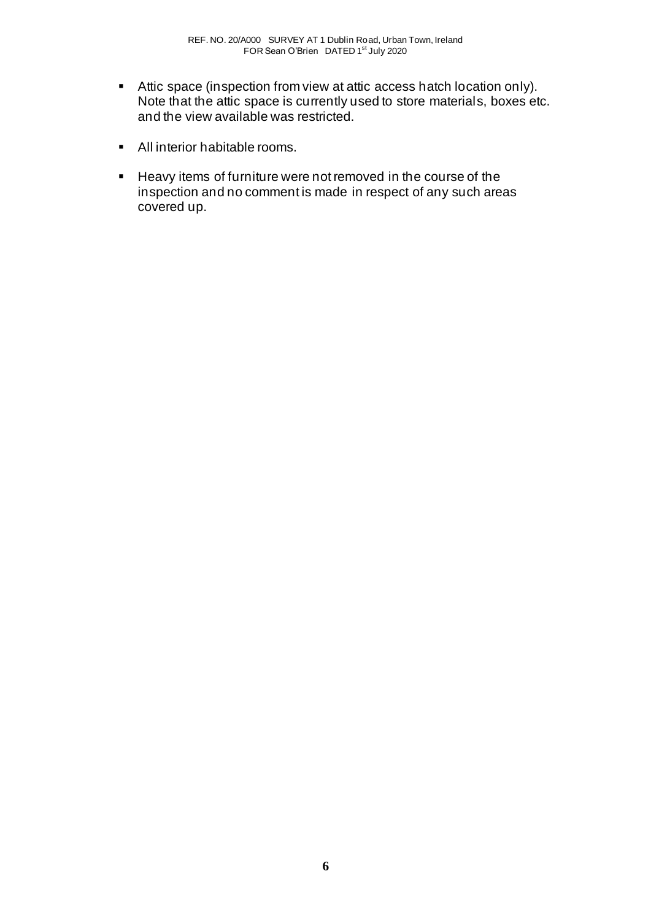- Attic space (inspection from view at attic access hatch location only). Note that the attic space is currently used to store materials, boxes etc. and the view available was restricted.
- All interior habitable rooms.
- Heavy items of furniture were not removed in the course of the inspection and no comment is made in respect of any such areas covered up.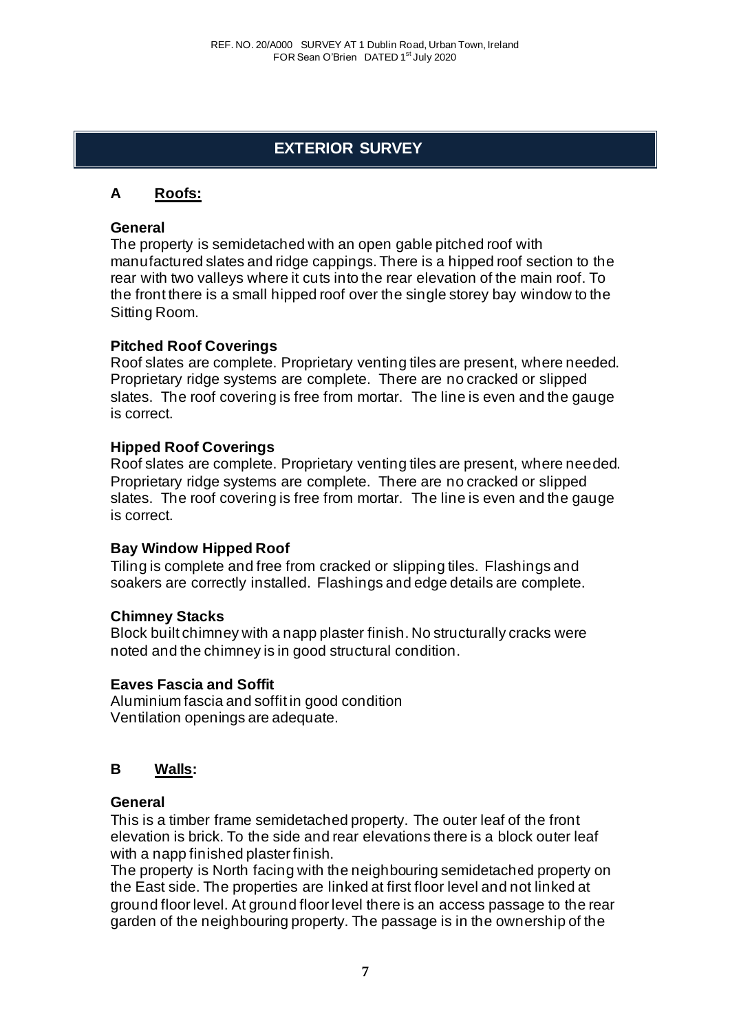# EXTERIOR SURVEY

## A Roofs:

### General

The property is semidetached with an open gable pitched roof with manufactured slates and ridge cappings. There is a hipped roof section to the rear with two valleys where it cuts into the rear elevation of the main roof. To the front there is a small hipped roof over the single storey bay window to the Sitting Room.

### Pitched Roof Coverings

Roof slates are complete. Proprietary venting tiles are present, where needed. Proprietary ridge systems are complete. There are no cracked or slipped slates. The roof covering is free from mortar. The line is even and the gauge is correct.

### Hipped Roof Coverings

Roof slates are complete. Proprietary venting tiles are present, where needed. Proprietary ridge systems are complete. There are no cracked or slipped slates. The roof covering is free from mortar. The line is even and the gauge is correct.

### Bay Window Hipped Roof

Tiling is complete and free from cracked or slipping tiles. Flashings and soakers are correctly installed. Flashings and edge details are complete.

### Chimney Stacks

Block built chimney with a napp plaster finish. No structurally cracks were noted and the chimney is in good structural condition.

### Eaves Fascia and Soffit

Aluminium fascia and soffit in good condition
Ventilation openings are adequate.

## B Walls:

### General

This is a timber frame semidetached property. The outer leaf of the front elevation is brick. To the side and rear elevations there is a block outer leaf with a napp finished plaster finish.
The property is North facing with the neighbouring semidetached property on the East side. The properties are linked at first floor level and not linked at ground floor level. At ground floor level there is an access passage to the rear garden of the neighbouring property. The passage is in the ownership of the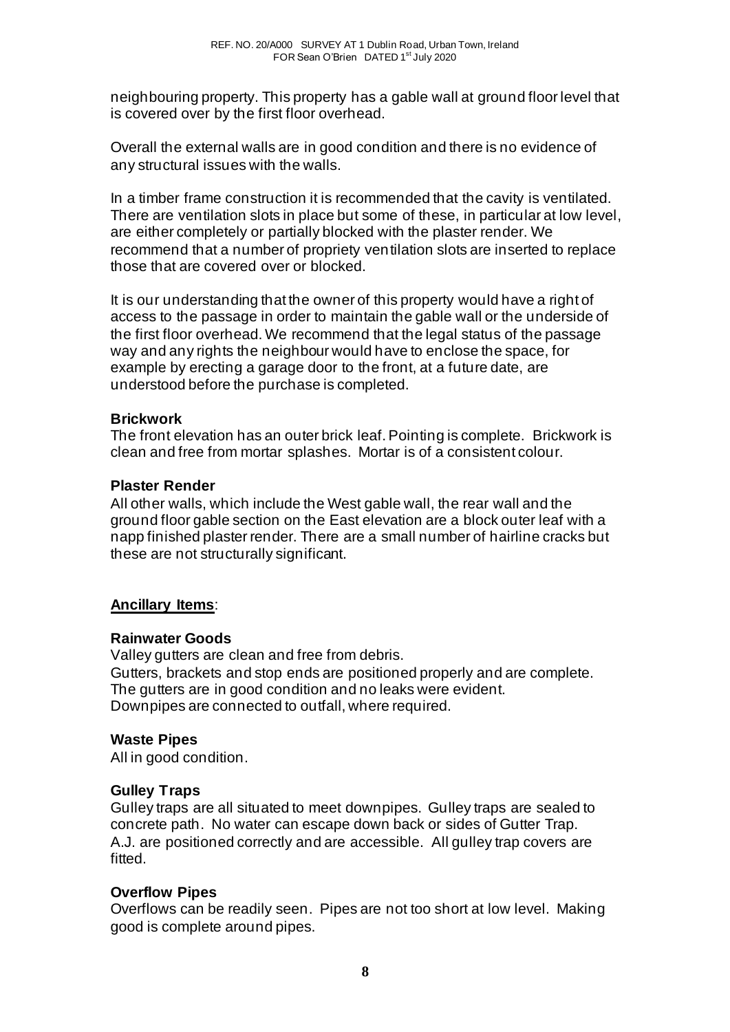neighbouring property. This property has a gable wall at ground floor level that is covered over by the first floor overhead.

Overall the external walls are in good condition and there is no evidence of any structural issues with the walls.

In a timber frame construction it is recommended that the cavity is ventilated. There are ventilation slots in place but some of these, in particular at low level, are either completely or partially blocked with the plaster render. We recommend that a number of propriety ventilation slots are inserted to replace those that are covered over or blocked.

It is our understanding that the owner of this property would have a right of access to the passage in order to maintain the gable wall or the underside of the first floor overhead. We recommend that the legal status of the passage way and any rights the neighbour would have to enclose the space, for example by erecting a garage door to the front, at a future date, are understood before the purchase is completed.

**Brickwork**
The front elevation has an outer brick leaf. Pointing is complete. Brickwork is clean and free from mortar splashes. Mortar is of a consistent colour.

**Plaster Render**
All other walls, which include the West gable wall, the rear wall and the ground floor gable section on the East elevation are a block outer leaf with a napp finished plaster render. There are a small number of hairline cracks but these are not structurally significant.

**Ancillary Items**:

**Rainwater Goods**
Valley gutters are clean and free from debris.
Gutters, brackets and stop ends are positioned properly and are complete.
The gutters are in good condition and no leaks were evident.
Downpipes are connected to outfall, where required.

**Waste Pipes**
All in good condition.

**Gulley Traps**
Gulley traps are all situated to meet downpipes. Gulley traps are sealed to concrete path. No water can escape down back or sides of Gutter Trap. A.J. are positioned correctly and are accessible. All gulley trap covers are fitted.

**Overflow Pipes**
Overflows can be readily seen. Pipes are not too short at low level. Making good is complete around pipes.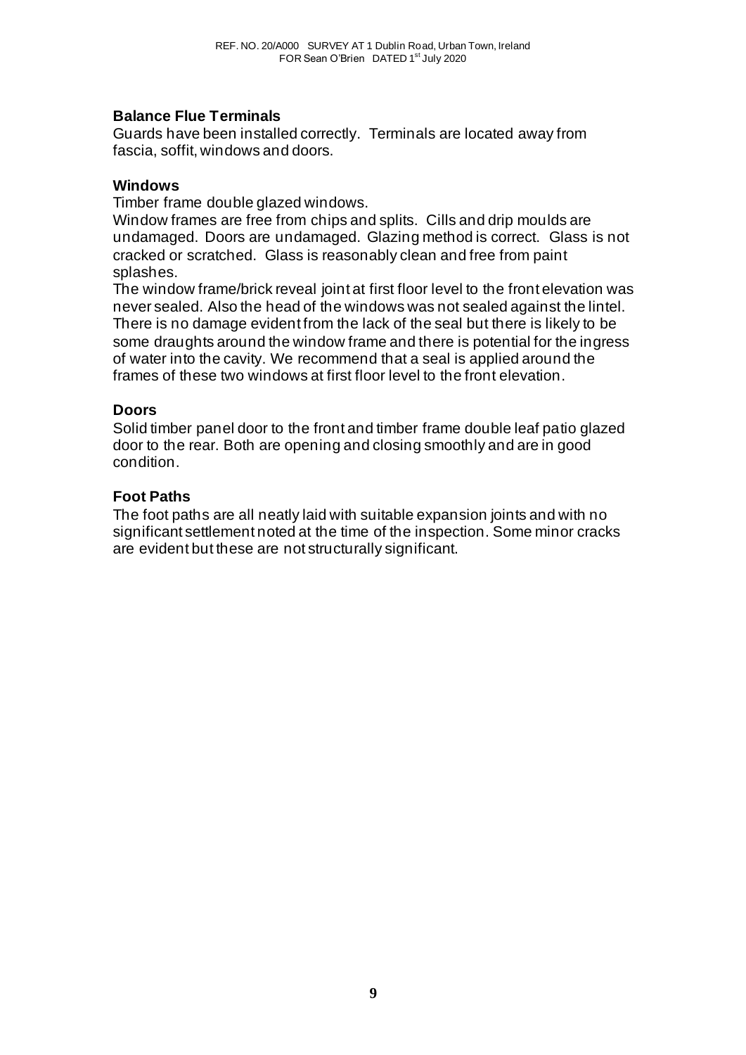### Balance Flue Terminals

Guards have been installed correctly. Terminals are located away from fascia, soffit, windows and doors.

### Windows

Timber frame double glazed windows.

Window frames are free from chips and splits. Cills and drip moulds are undamaged. Doors are undamaged. Glazing method is correct. Glass is not cracked or scratched. Glass is reasonably clean and free from paint splashes.

The window frame/brick reveal joint at first floor level to the front elevation was never sealed. Also the head of the windows was not sealed against the lintel. There is no damage evident from the lack of the seal but there is likely to be some draughts around the window frame and there is potential for the ingress of water into the cavity. We recommend that a seal is applied around the frames of these two windows at first floor level to the front elevation.

### Doors

Solid timber panel door to the front and timber frame double leaf patio glazed door to the rear. Both are opening and closing smoothly and are in good condition.

### Foot Paths

The foot paths are all neatly laid with suitable expansion joints and with no significant settlement noted at the time of the inspection. Some minor cracks are evident but these are not structurally significant.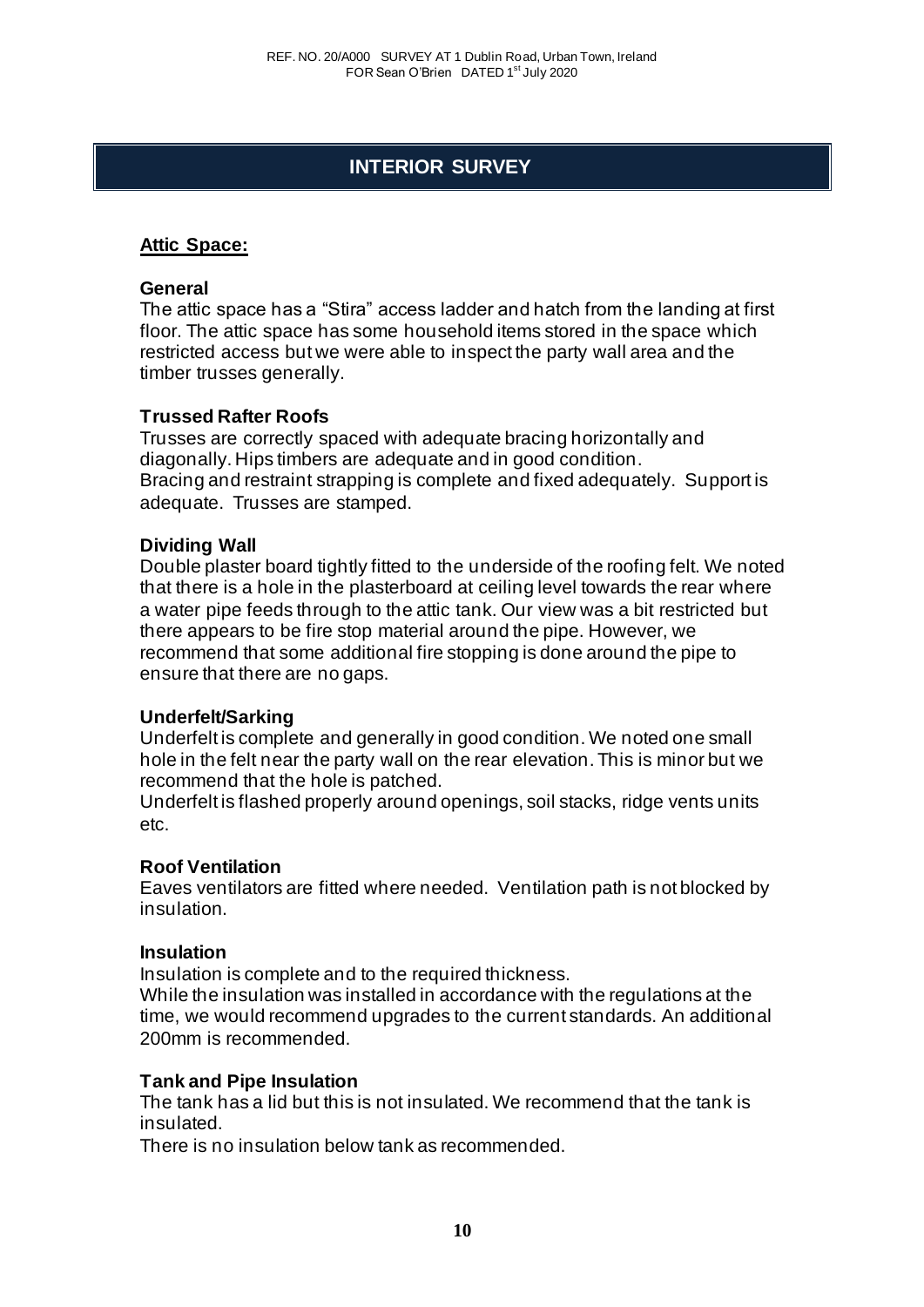# INTERIOR SURVEY

## Attic Space:

### General

The attic space has a "Stira" access ladder and hatch from the landing at first floor. The attic space has some household items stored in the space which restricted access but we were able to inspect the party wall area and the timber trusses generally.

### Trussed Rafter Roofs

Trusses are correctly spaced with adequate bracing horizontally and diagonally. Hips timbers are adequate and in good condition.
Bracing and restraint strapping is complete and fixed adequately. Support is adequate. Trusses are stamped.

### Dividing Wall

Double plaster board tightly fitted to the underside of the roofing felt. We noted that there is a hole in the plasterboard at ceiling level towards the rear where a water pipe feeds through to the attic tank. Our view was a bit restricted but there appears to be fire stop material around the pipe. However, we recommend that some additional fire stopping is done around the pipe to ensure that there are no gaps.

### Underfelt/Sarking

Underfelt is complete and generally in good condition. We noted one small hole in the felt near the party wall on the rear elevation. This is minor but we recommend that the hole is patched.
Underfelt is flashed properly around openings, soil stacks, ridge vents units etc.

### Roof Ventilation

Eaves ventilators are fitted where needed. Ventilation path is not blocked by insulation.

### Insulation

Insulation is complete and to the required thickness.
While the insulation was installed in accordance with the regulations at the time, we would recommend upgrades to the current standards. An additional 200mm is recommended.

### Tank and Pipe Insulation

The tank has a lid but this is not insulated. We recommend that the tank is insulated.
There is no insulation below tank as recommended.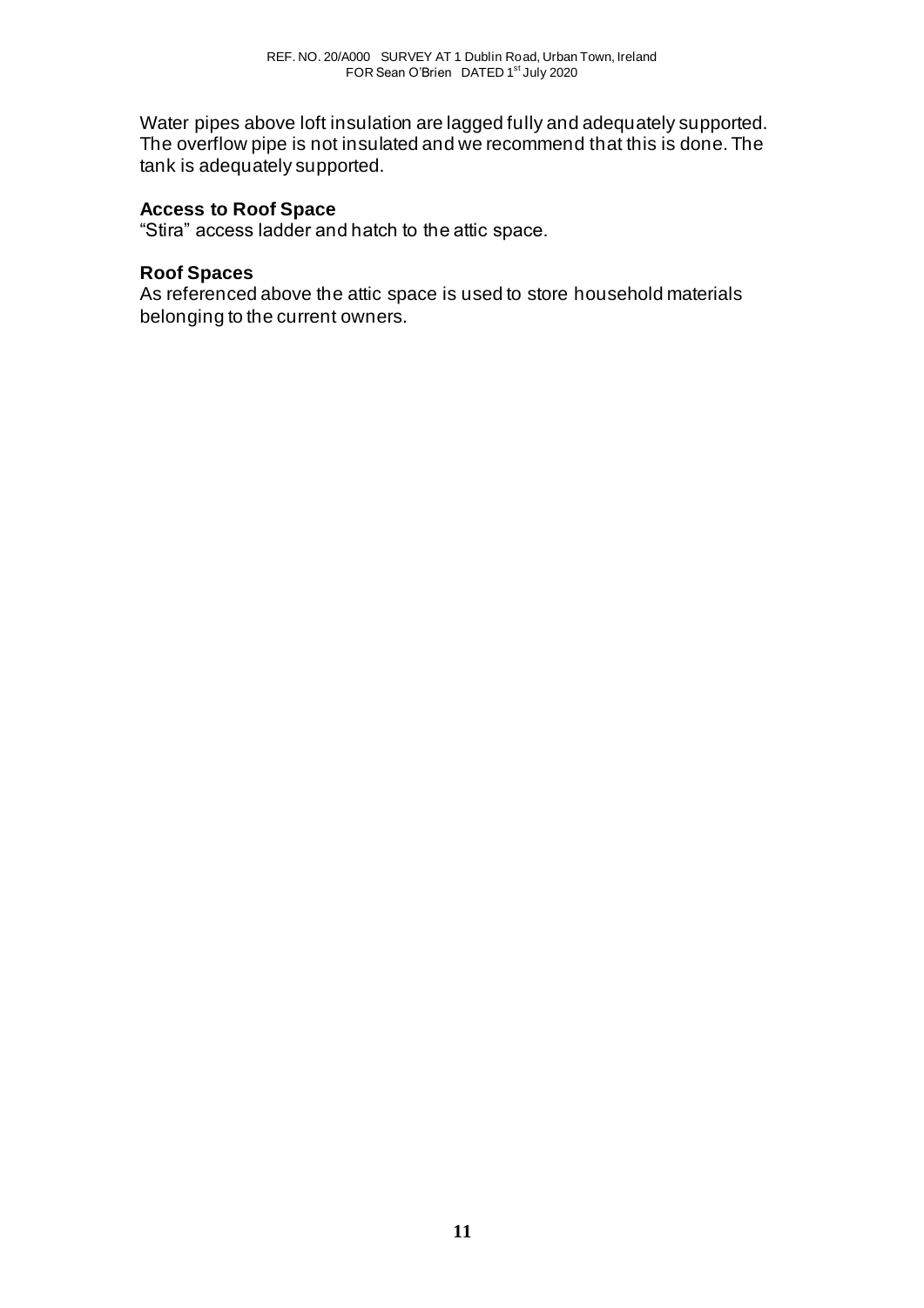Water pipes above loft insulation are lagged fully and adequately supported. The overflow pipe is not insulated and we recommend that this is done. The tank is adequately supported.

**Access to Roof Space**

"Stira" access ladder and hatch to the attic space.

**Roof Spaces**

As referenced above the attic space is used to store household materials belonging to the current owners.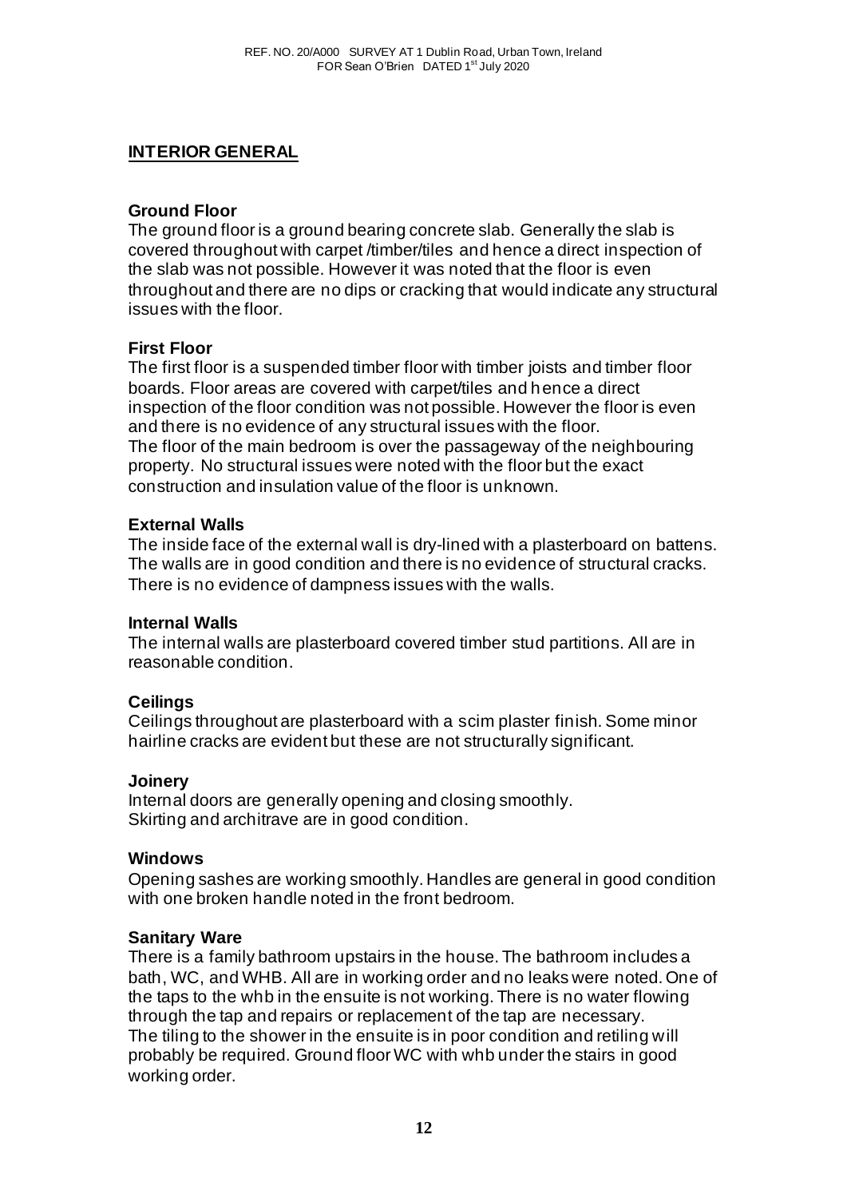## INTERIOR GENERAL

### Ground Floor

The ground floor is a ground bearing concrete slab. Generally the slab is covered throughout with carpet /timber/tiles and hence a direct inspection of the slab was not possible. However it was noted that the floor is even throughout and there are no dips or cracking that would indicate any structural issues with the floor.

### First Floor

The first floor is a suspended timber floor with timber joists and timber floor boards. Floor areas are covered with carpet/tiles and hence a direct inspection of the floor condition was not possible. However the floor is even and there is no evidence of any structural issues with the floor.
The floor of the main bedroom is over the passageway of the neighbouring property. No structural issues were noted with the floor but the exact construction and insulation value of the floor is unknown.

### External Walls

The inside face of the external wall is dry-lined with a plasterboard on battens. The walls are in good condition and there is no evidence of structural cracks. There is no evidence of dampness issues with the walls.

### Internal Walls

The internal walls are plasterboard covered timber stud partitions. All are in reasonable condition.

### Ceilings

Ceilings throughout are plasterboard with a scim plaster finish. Some minor hairline cracks are evident but these are not structurally significant.

### Joinery

Internal doors are generally opening and closing smoothly.
Skirting and architrave are in good condition.

### Windows

Opening sashes are working smoothly. Handles are general in good condition with one broken handle noted in the front bedroom.

### Sanitary Ware

There is a family bathroom upstairs in the house. The bathroom includes a bath, WC, and WHB. All are in working order and no leaks were noted. One of the taps to the whb in the ensuite is not working. There is no water flowing through the tap and repairs or replacement of the tap are necessary.
The tiling to the shower in the ensuite is in poor condition and retiling will probably be required. Ground floor WC with whb under the stairs in good working order.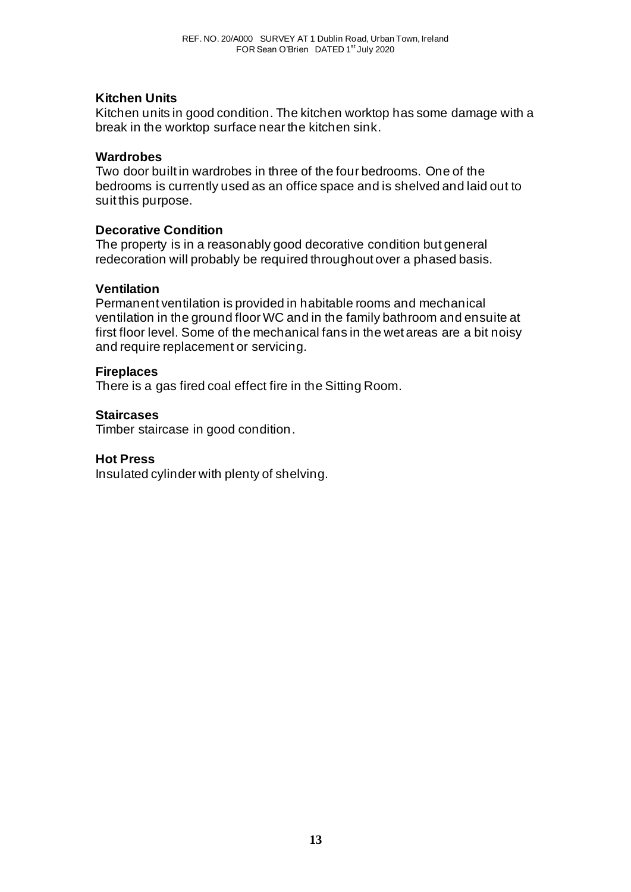**Kitchen Units**

Kitchen units in good condition. The kitchen worktop has some damage with a break in the worktop surface near the kitchen sink.

**Wardrobes**

Two door built in wardrobes in three of the four bedrooms. One of the bedrooms is currently used as an office space and is shelved and laid out to suit this purpose.

**Decorative Condition**

The property is in a reasonably good decorative condition but general redecoration will probably be required throughout over a phased basis.

**Ventilation**

Permanent ventilation is provided in habitable rooms and mechanical ventilation in the ground floor WC and in the family bathroom and ensuite at first floor level. Some of the mechanical fans in the wet areas are a bit noisy and require replacement or servicing.

**Fireplaces**

There is a gas fired coal effect fire in the Sitting Room.

**Staircases**

Timber staircase in good condition.

**Hot Press**

Insulated cylinder with plenty of shelving.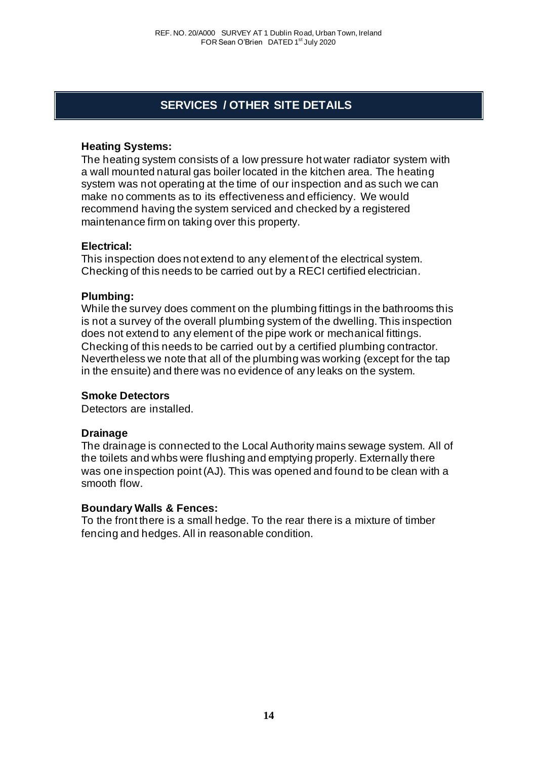## SERVICES / OTHER SITE DETAILS

### Heating Systems:

The heating system consists of a low pressure hot water radiator system with a wall mounted natural gas boiler located in the kitchen area. The heating system was not operating at the time of our inspection and as such we can make no comments as to its effectiveness and efficiency. We would recommend having the system serviced and checked by a registered maintenance firm on taking over this property.

### Electrical:

This inspection does not extend to any element of the electrical system. Checking of this needs to be carried out by a RECI certified electrician.

### Plumbing:

While the survey does comment on the plumbing fittings in the bathrooms this is not a survey of the overall plumbing system of the dwelling. This inspection does not extend to any element of the pipe work or mechanical fittings. Checking of this needs to be carried out by a certified plumbing contractor. Nevertheless we note that all of the plumbing was working (except for the tap in the ensuite) and there was no evidence of any leaks on the system.

### Smoke Detectors

Detectors are installed.

### Drainage

The drainage is connected to the Local Authority mains sewage system. All of the toilets and whbs were flushing and emptying properly. Externally there was one inspection point (AJ). This was opened and found to be clean with a smooth flow.

### Boundary Walls & Fences:

To the front there is a small hedge. To the rear there is a mixture of timber fencing and hedges. All in reasonable condition.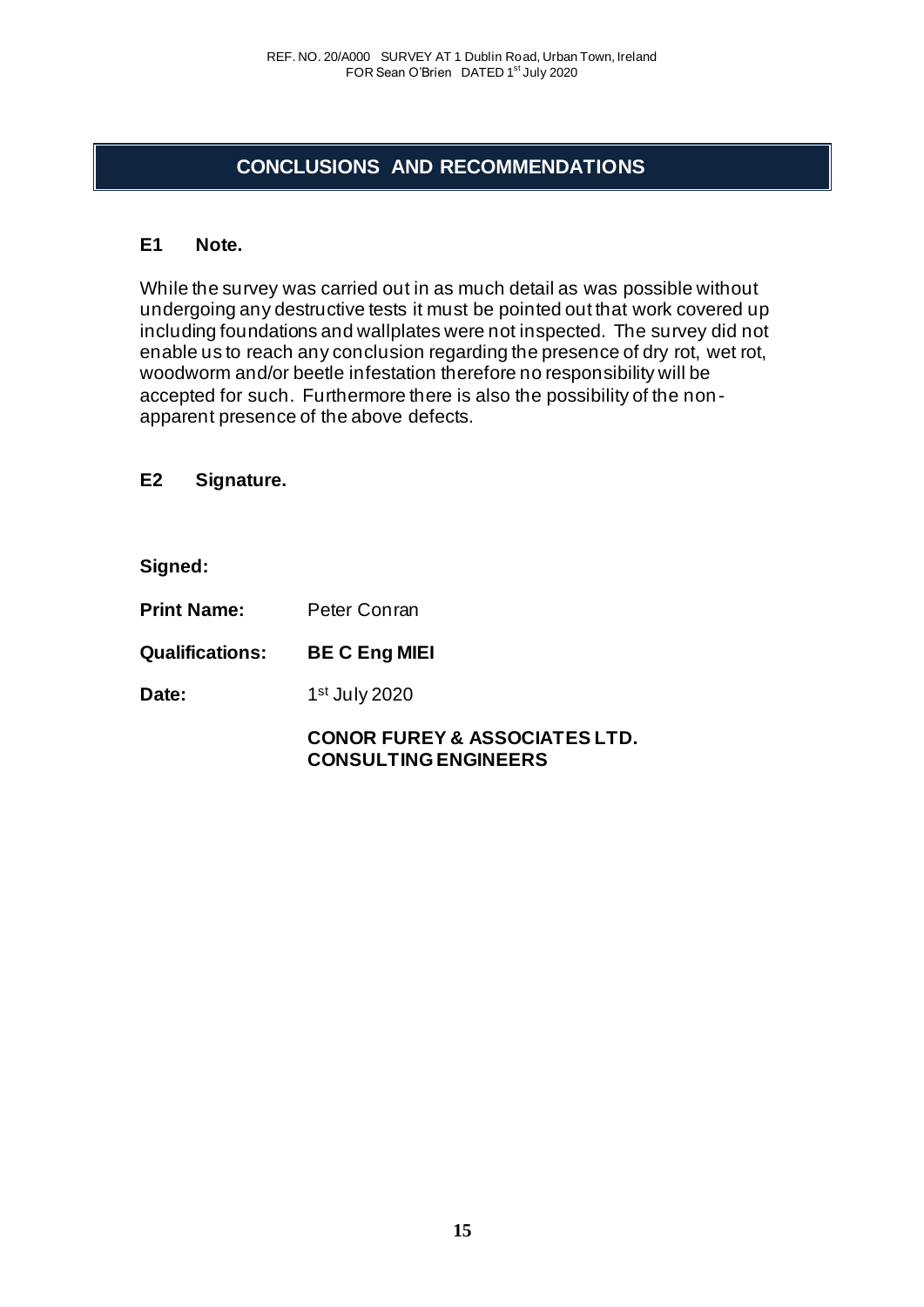# CONCLUSIONS AND RECOMMENDATIONS

## E1 Note.

While the survey was carried out in as much detail as was possible without undergoing any destructive tests it must be pointed out that work covered up including foundations and wallplates were not inspected. The survey did not enable us to reach any conclusion regarding the presence of dry rot, wet rot, woodworm and/or beetle infestation therefore no responsibility will be accepted for such. Furthermore there is also the possibility of the non-apparent presence of the above defects.

## E2 Signature.

**Signed:**

**Print Name:** Peter Conran

**Qualifications:** **BE C Eng MIEI**

**Date:** 1st July 2020

**CONOR FUREY & ASSOCIATES LTD.**
**CONSULTING ENGINEERS**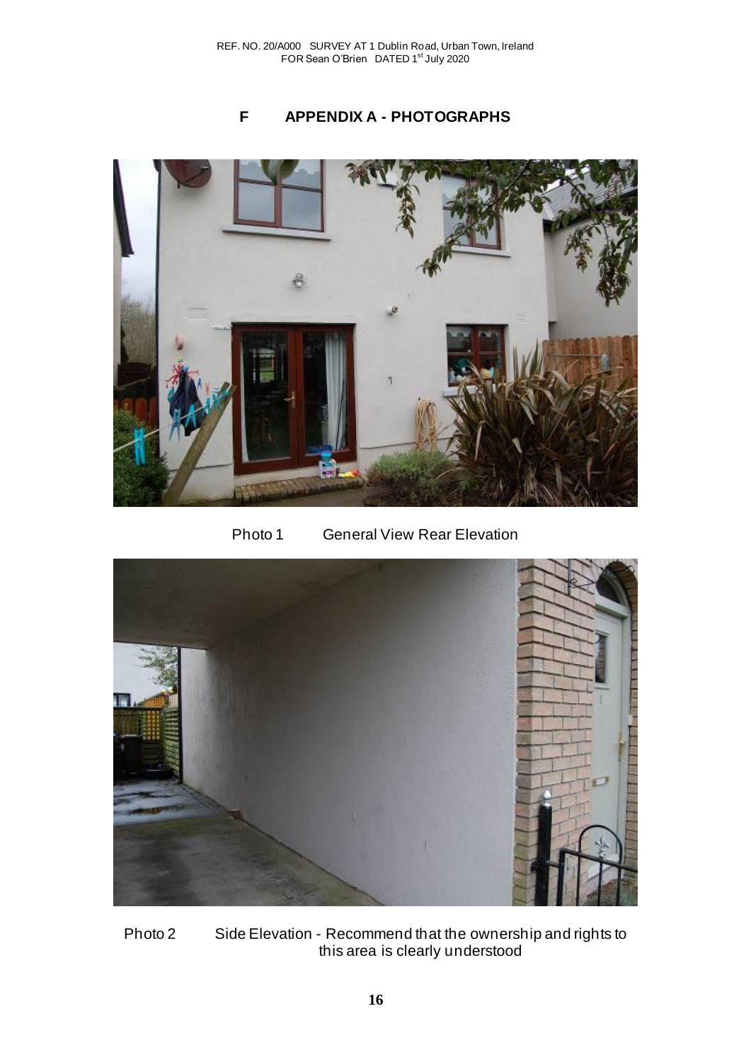# F APPENDIX A - PHOTOGRAPHS

Photo 1 General View Rear Elevation

Photo 2 Side Elevation - Recommend that the ownership and rights to this area is clearly understood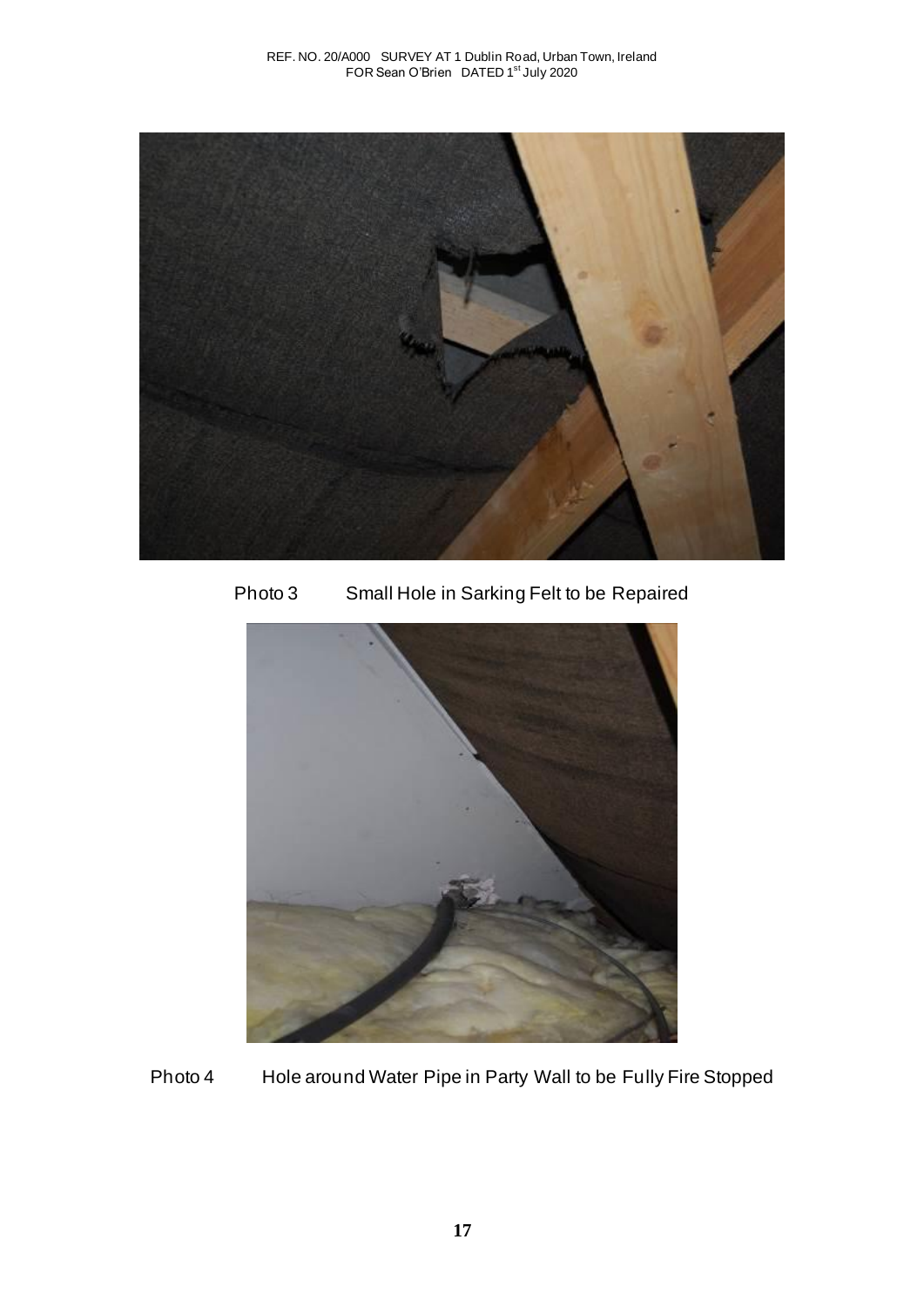Photo 3 Small Hole in Sarking Felt to be Repaired

Photo 4 Hole around Water Pipe in Party Wall to be Fully Fire Stopped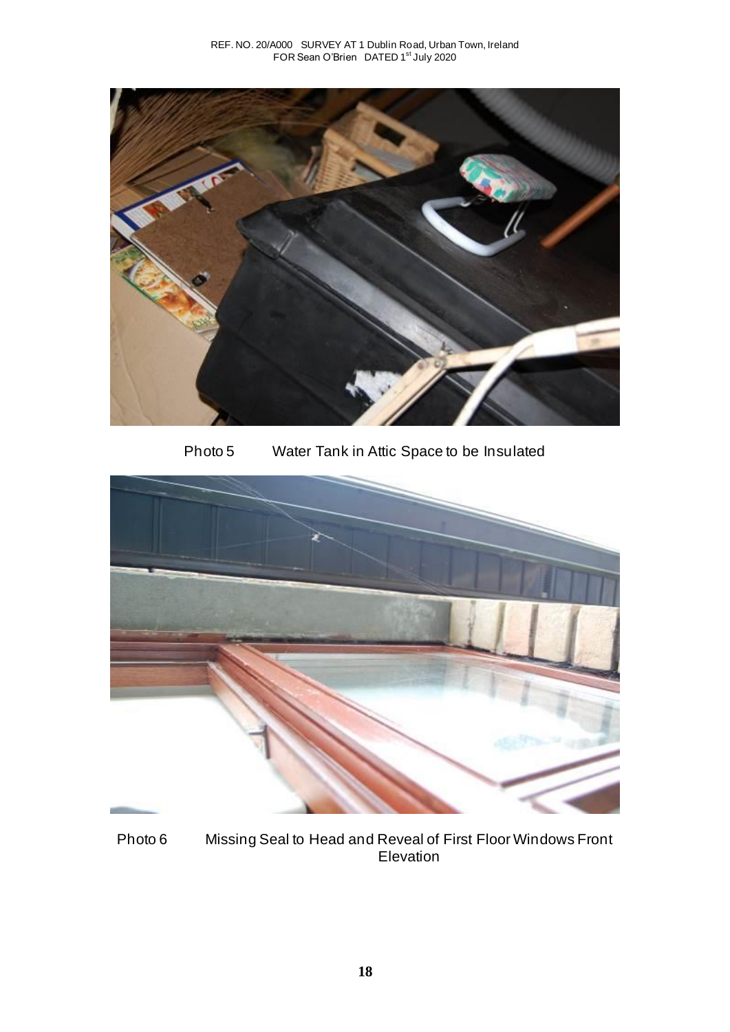Photo 5 Water Tank in Attic Space to be Insulated

Photo 6 Missing Seal to Head and Reveal of First Floor Windows Front Elevation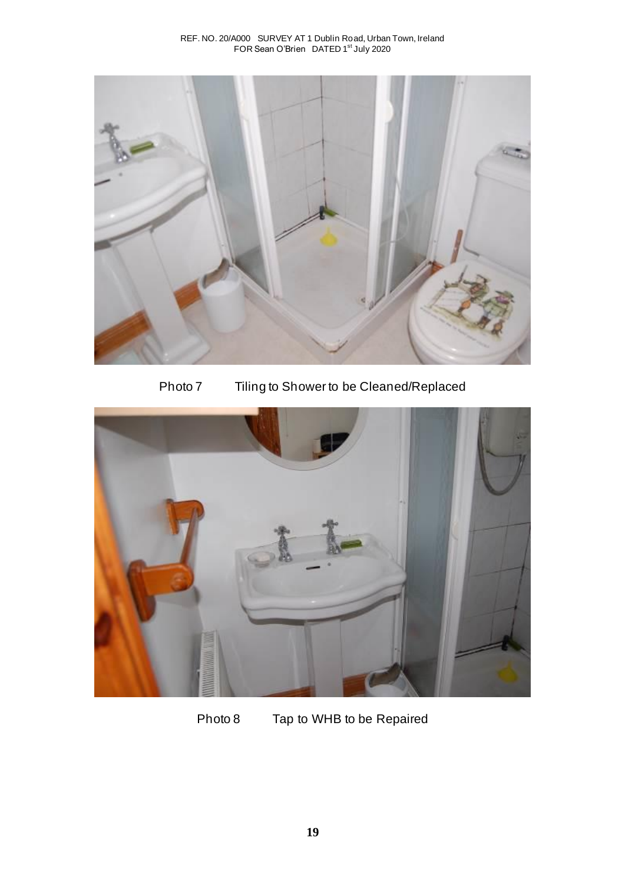Photo 7 Tiling to Shower to be Cleaned/Replaced

Photo 8 Tap to WHB to be Repaired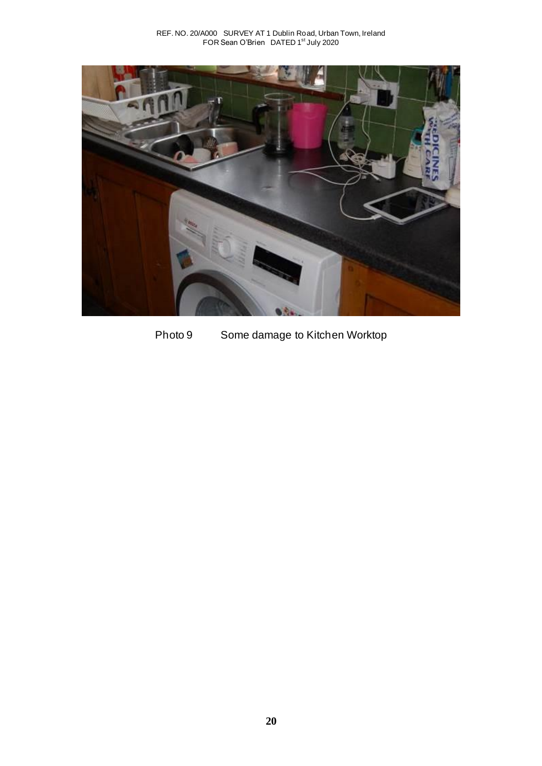Photo 9 Some damage to Kitchen Worktop